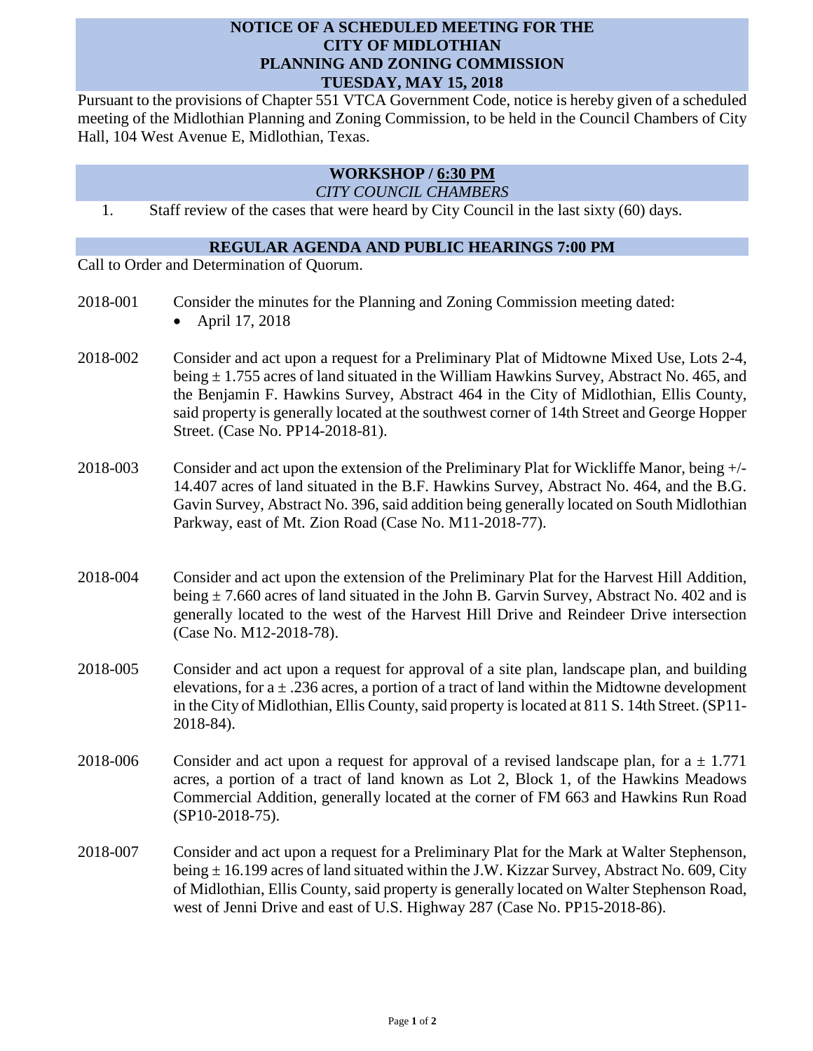# NOTICE OF A SCHEDULED MEETING FOR THE CITY OF MIDLOTHIAN PLANNING AND ZONING COMMISSION TUESDAY, MAY 15, 2018

Pursuant to the provisions of Chapter 551 VTCA Government Code, notice is hereby given of a scheduled meeting of the Midlothian Planning and Zoning Commission, to be held in the Council Chambers of City Hall, 104 West Avenue E, Midlothian, Texas.

## WORKSHOP / 6:30 PM

*CITY COUNCIL CHAMBERS*

1. Staff review of the cases that were heard by City Council in the last sixty (60) days.

## REGULAR AGENDA AND PUBLIC HEARINGS 7:00 PM

Call to Order and Determination of Quorum.

**2018-001** Consider the minutes for the Planning and Zoning Commission meeting dated:

- April 17, 2018

**2018-002** Consider and act upon a request for a Preliminary Plat of Midtowne Mixed Use, Lots 2-4, being ± 1.755 acres of land situated in the William Hawkins Survey, Abstract No. 465, and the Benjamin F. Hawkins Survey, Abstract 464 in the City of Midlothian, Ellis County, said property is generally located at the southwest corner of 14th Street and George Hopper Street. (Case No. PP14-2018-81).

**2018-003** Consider and act upon the extension of the Preliminary Plat for Wickliffe Manor, being +/- 14.407 acres of land situated in the B.F. Hawkins Survey, Abstract No. 464, and the B.G. Gavin Survey, Abstract No. 396, said addition being generally located on South Midlothian Parkway, east of Mt. Zion Road (Case No. M11-2018-77).

**2018-004** Consider and act upon the extension of the Preliminary Plat for the Harvest Hill Addition, being ± 7.660 acres of land situated in the John B. Garvin Survey, Abstract No. 402 and is generally located to the west of the Harvest Hill Drive and Reindeer Drive intersection (Case No. M12-2018-78).

**2018-005** Consider and act upon a request for approval of a site plan, landscape plan, and building elevations, for a ± .236 acres, a portion of a tract of land within the Midtowne development in the City of Midlothian, Ellis County, said property is located at 811 S. 14th Street. (SP11-2018-84).

**2018-006** Consider and act upon a request for approval of a revised landscape plan, for a ± 1.771 acres, a portion of a tract of land known as Lot 2, Block 1, of the Hawkins Meadows Commercial Addition, generally located at the corner of FM 663 and Hawkins Run Road (SP10-2018-75).

**2018-007** Consider and act upon a request for a Preliminary Plat for the Mark at Walter Stephenson, being ± 16.199 acres of land situated within the J.W. Kizzar Survey, Abstract No. 609, City of Midlothian, Ellis County, said property is generally located on Walter Stephenson Road, west of Jenni Drive and east of U.S. Highway 287 (Case No. PP15-2018-86).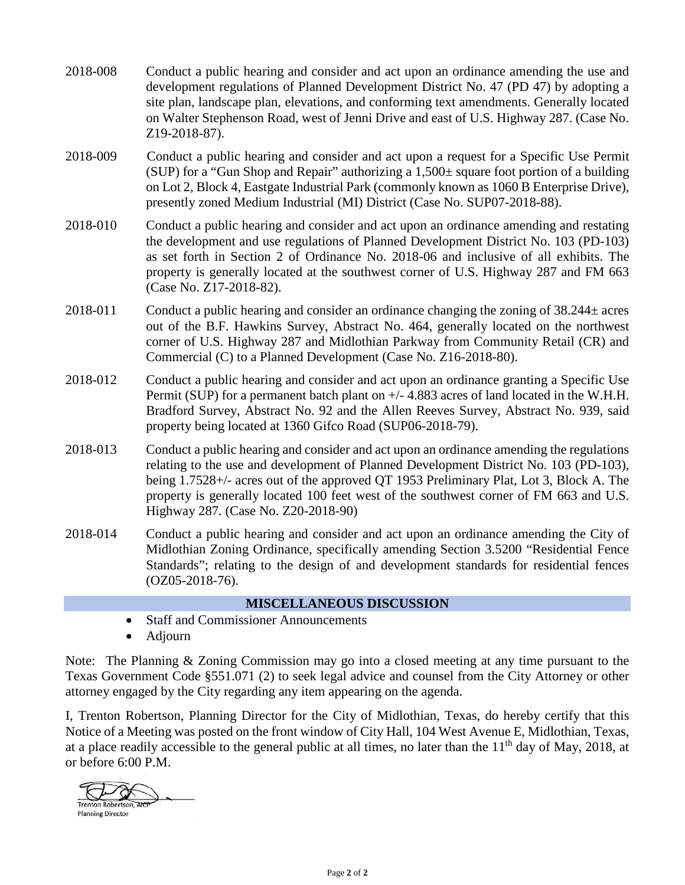2018-008 Conduct a public hearing and consider and act upon an ordinance amending the use and development regulations of Planned Development District No. 47 (PD 47) by adopting a site plan, landscape plan, elevations, and conforming text amendments. Generally located on Walter Stephenson Road, west of Jenni Drive and east of U.S. Highway 287. (Case No. Z19-2018-87).

2018-009 Conduct a public hearing and consider and act upon a request for a Specific Use Permit (SUP) for a "Gun Shop and Repair" authorizing a 1,500± square foot portion of a building on Lot 2, Block 4, Eastgate Industrial Park (commonly known as 1060 B Enterprise Drive), presently zoned Medium Industrial (MI) District (Case No. SUP07-2018-88).

2018-010 Conduct a public hearing and consider and act upon an ordinance amending and restating the development and use regulations of Planned Development District No. 103 (PD-103) as set forth in Section 2 of Ordinance No. 2018-06 and inclusive of all exhibits. The property is generally located at the southwest corner of U.S. Highway 287 and FM 663 (Case No. Z17-2018-82).

2018-011 Conduct a public hearing and consider an ordinance changing the zoning of 38.244± acres out of the B.F. Hawkins Survey, Abstract No. 464, generally located on the northwest corner of U.S. Highway 287 and Midlothian Parkway from Community Retail (CR) and Commercial (C) to a Planned Development (Case No. Z16-2018-80).

2018-012 Conduct a public hearing and consider and act upon an ordinance granting a Specific Use Permit (SUP) for a permanent batch plant on +/- 4.883 acres of land located in the W.H.H. Bradford Survey, Abstract No. 92 and the Allen Reeves Survey, Abstract No. 939, said property being located at 1360 Gifco Road (SUP06-2018-79).

2018-013 Conduct a public hearing and consider and act upon an ordinance amending the regulations relating to the use and development of Planned Development District No. 103 (PD-103), being 1.7528+/- acres out of the approved QT 1953 Preliminary Plat, Lot 3, Block A. The property is generally located 100 feet west of the southwest corner of FM 663 and U.S. Highway 287. (Case No. Z20-2018-90)

2018-014 Conduct a public hearing and consider and act upon an ordinance amending the City of Midlothian Zoning Ordinance, specifically amending Section 3.5200 "Residential Fence Standards"; relating to the design of and development standards for residential fences (OZ05-2018-76).

## MISCELLANEOUS DISCUSSION

- Staff and Commissioner Announcements
- Adjourn

Note: The Planning & Zoning Commission may go into a closed meeting at any time pursuant to the Texas Government Code §551.071 (2) to seek legal advice and counsel from the City Attorney or other attorney engaged by the City regarding any item appearing on the agenda.

I, Trenton Robertson, Planning Director for the City of Midlothian, Texas, do hereby certify that this Notice of a Meeting was posted on the front window of City Hall, 104 West Avenue E, Midlothian, Texas, at a place readily accessible to the general public at all times, no later than the 11th day of May, 2018, at or before 6:00 P.M.

Trenton Robertson, AICP
Planning Director